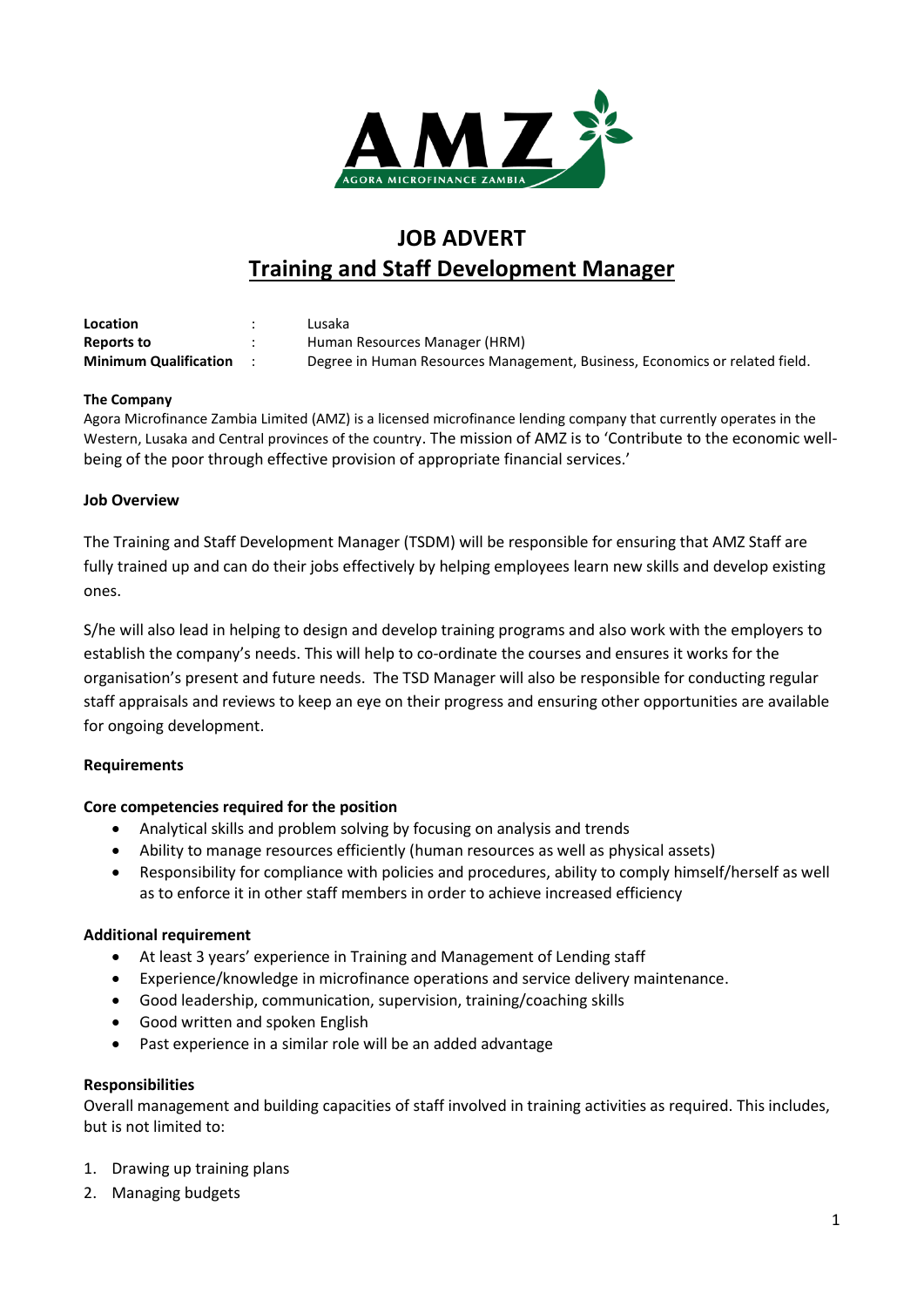# JOB ADVERT

## Training and Staff Development Manager

**Location** : Lusaka
**Reports to** : Human Resources Manager (HRM)
**Minimum Qualification** : Degree in Human Resources Management, Business, Economics or related field.

**The Company**

Agora Microfinance Zambia Limited (AMZ) is a licensed microfinance lending company that currently operates in the Western, Lusaka and Central provinces of the country. The mission of AMZ is to 'Contribute to the economic well-being of the poor through effective provision of appropriate financial services.'

**Job Overview**

The Training and Staff Development Manager (TSDM) will be responsible for ensuring that AMZ Staff are fully trained up and can do their jobs effectively by helping employees learn new skills and develop existing ones.

S/he will also lead in helping to design and develop training programs and also work with the employers to establish the company's needs. This will help to co-ordinate the courses and ensures it works for the organisation's present and future needs. The TSD Manager will also be responsible for conducting regular staff appraisals and reviews to keep an eye on their progress and ensuring other opportunities are available for ongoing development.

**Requirements**

**Core competencies required for the position**

- Analytical skills and problem solving by focusing on analysis and trends
- Ability to manage resources efficiently (human resources as well as physical assets)
- Responsibility for compliance with policies and procedures, ability to comply himself/herself as well as to enforce it in other staff members in order to achieve increased efficiency

**Additional requirement**

- At least 3 years' experience in Training and Management of Lending staff
- Experience/knowledge in microfinance operations and service delivery maintenance.
- Good leadership, communication, supervision, training/coaching skills
- Good written and spoken English
- Past experience in a similar role will be an added advantage

**Responsibilities**

Overall management and building capacities of staff involved in training activities as required. This includes, but is not limited to:

1. Drawing up training plans
2. Managing budgets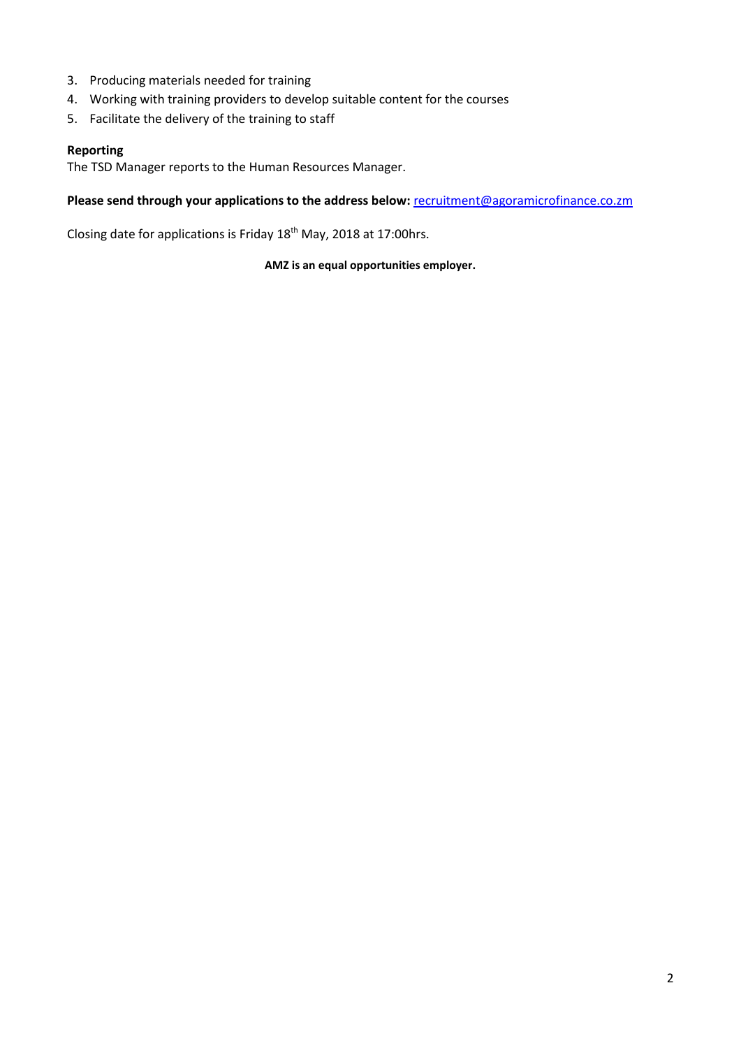3. Producing materials needed for training
4. Working with training providers to develop suitable content for the courses
5. Facilitate the delivery of the training to staff

**Reporting**

The TSD Manager reports to the Human Resources Manager.

**Please send through your applications to the address below:** recruitment@agoramicrofinance.co.zm

Closing date for applications is Friday 18th May, 2018 at 17:00hrs.

**AMZ is an equal opportunities employer.**